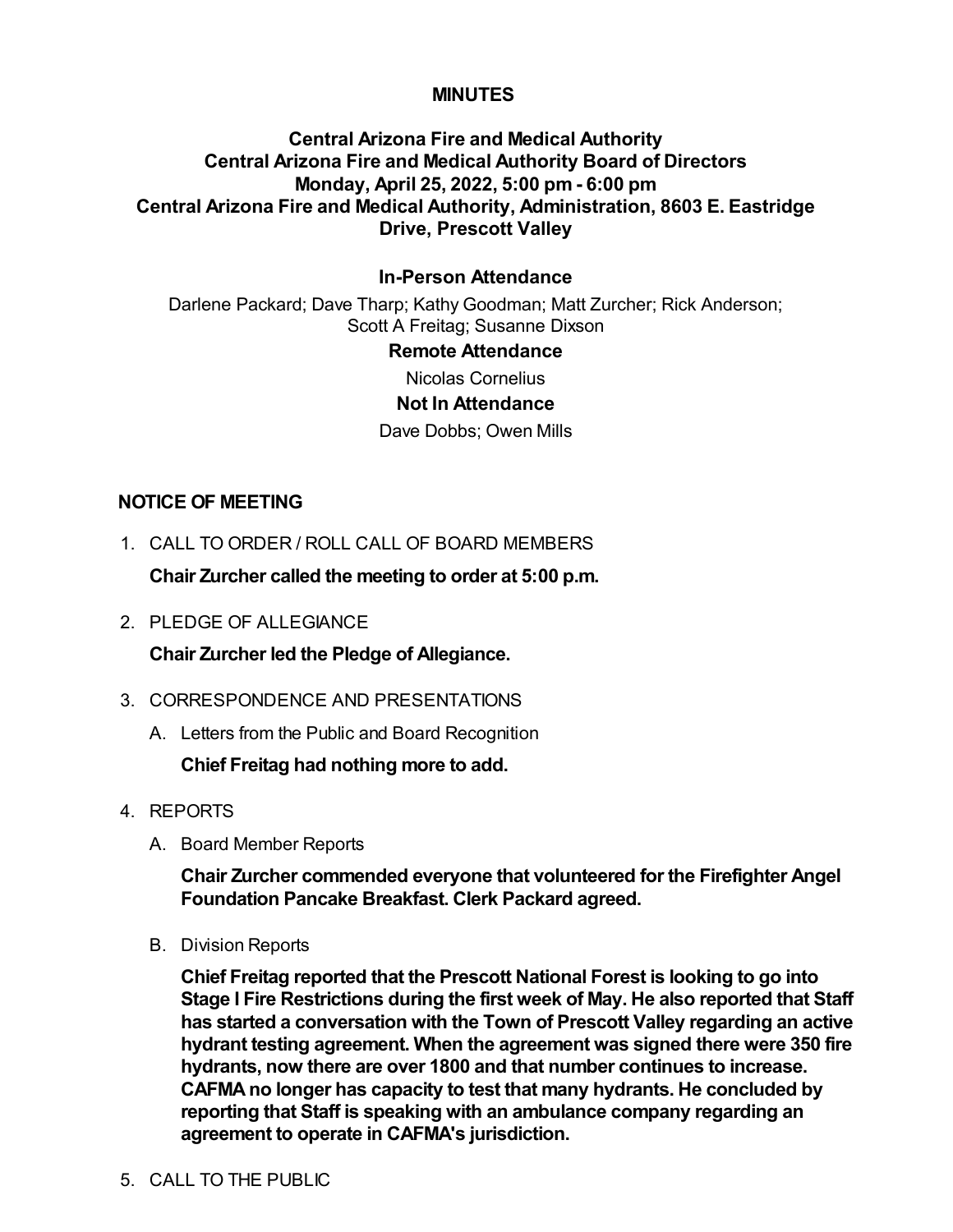**MINUTES**

**Central Arizona Fire and Medical Authority**
**Central Arizona Fire and Medical Authority Board of Directors**
**Monday, April 25, 2022, 5:00 pm - 6:00 pm**
**Central Arizona Fire and Medical Authority, Administration, 8603 E. Eastridge Drive, Prescott Valley**

**In-Person Attendance**

Darlene Packard; Dave Tharp; Kathy Goodman; Matt Zurcher; Rick Anderson; Scott A Freitag; Susanne Dixson

**Remote Attendance**

Nicolas Cornelius

**Not In Attendance**

Dave Dobbs; Owen Mills

## NOTICE OF MEETING

1. CALL TO ORDER / ROLL CALL OF BOARD MEMBERS

   **Chair Zurcher called the meeting to order at 5:00 p.m.**

2. PLEDGE OF ALLEGIANCE

   **Chair Zurcher led the Pledge of Allegiance.**

3. CORRESPONDENCE AND PRESENTATIONS

   A. Letters from the Public and Board Recognition

      **Chief Freitag had nothing more to add.**

4. REPORTS

   A. Board Member Reports

      **Chair Zurcher commended everyone that volunteered for the Firefighter Angel Foundation Pancake Breakfast. Clerk Packard agreed.**

   B. Division Reports

      **Chief Freitag reported that the Prescott National Forest is looking to go into Stage I Fire Restrictions during the first week of May. He also reported that Staff has started a conversation with the Town of Prescott Valley regarding an active hydrant testing agreement. When the agreement was signed there were 350 fire hydrants, now there are over 1800 and that number continues to increase. CAFMA no longer has capacity to test that many hydrants. He concluded by reporting that Staff is speaking with an ambulance company regarding an agreement to operate in CAFMA's jurisdiction.**

5. CALL TO THE PUBLIC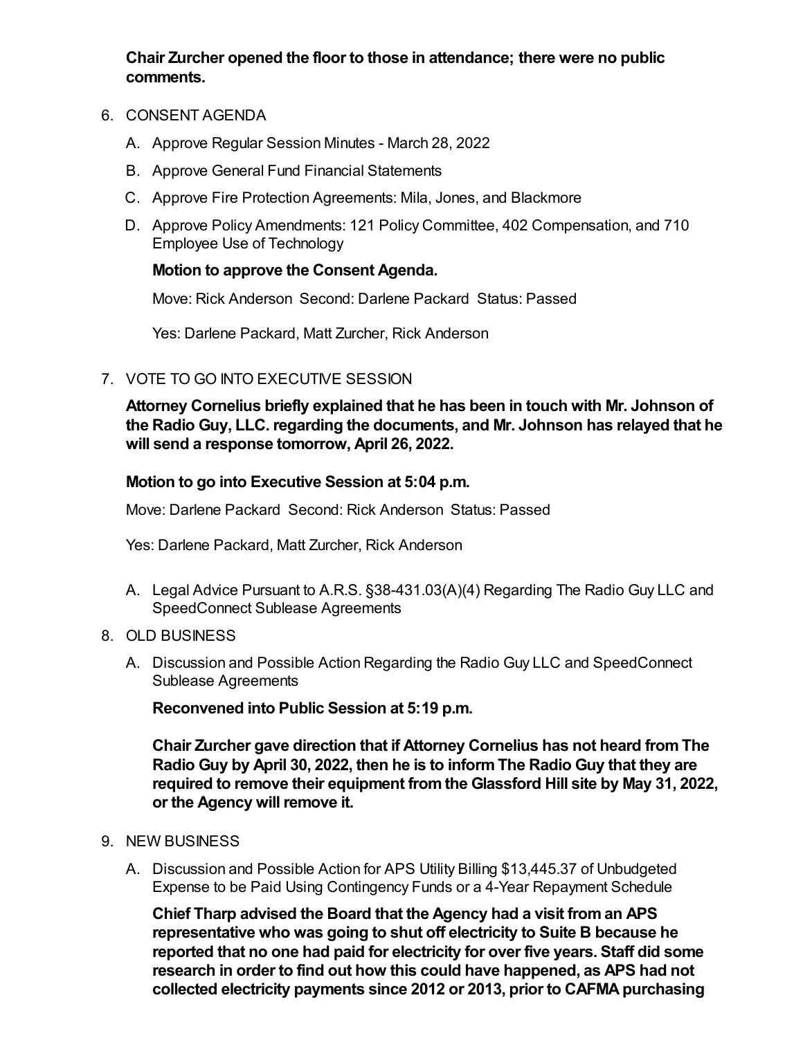**Chair Zurcher opened the floor to those in attendance; there were no public comments.**

6. CONSENT AGENDA

   A. Approve Regular Session Minutes - March 28, 2022

   B. Approve General Fund Financial Statements

   C. Approve Fire Protection Agreements: Mila, Jones, and Blackmore

   D. Approve Policy Amendments: 121 Policy Committee, 402 Compensation, and 710 Employee Use of Technology

   **Motion to approve the Consent Agenda.**

   Move: Rick Anderson Second: Darlene Packard Status: Passed

   Yes: Darlene Packard, Matt Zurcher, Rick Anderson

7. VOTE TO GO INTO EXECUTIVE SESSION

   **Attorney Cornelius briefly explained that he has been in touch with Mr. Johnson of the Radio Guy, LLC. regarding the documents, and Mr. Johnson has relayed that he will send a response tomorrow, April 26, 2022.**

   **Motion to go into Executive Session at 5:04 p.m.**

   Move: Darlene Packard Second: Rick Anderson Status: Passed

   Yes: Darlene Packard, Matt Zurcher, Rick Anderson

   A. Legal Advice Pursuant to A.R.S. §38-431.03(A)(4) Regarding The Radio Guy LLC and SpeedConnect Sublease Agreements

8. OLD BUSINESS

   A. Discussion and Possible Action Regarding the Radio Guy LLC and SpeedConnect Sublease Agreements

   **Reconvened into Public Session at 5:19 p.m.**

   **Chair Zurcher gave direction that if Attorney Cornelius has not heard from The Radio Guy by April 30, 2022, then he is to inform The Radio Guy that they are required to remove their equipment from the Glassford Hill site by May 31, 2022, or the Agency will remove it.**

9. NEW BUSINESS

   A. Discussion and Possible Action for APS Utility Billing $13,445.37 of Unbudgeted Expense to be Paid Using Contingency Funds or a 4-Year Repayment Schedule

   **Chief Tharp advised the Board that the Agency had a visit from an APS representative who was going to shut off electricity to Suite B because he reported that no one had paid for electricity for over five years. Staff did some research in order to find out how this could have happened, as APS had not collected electricity payments since 2012 or 2013, prior to CAFMA purchasing**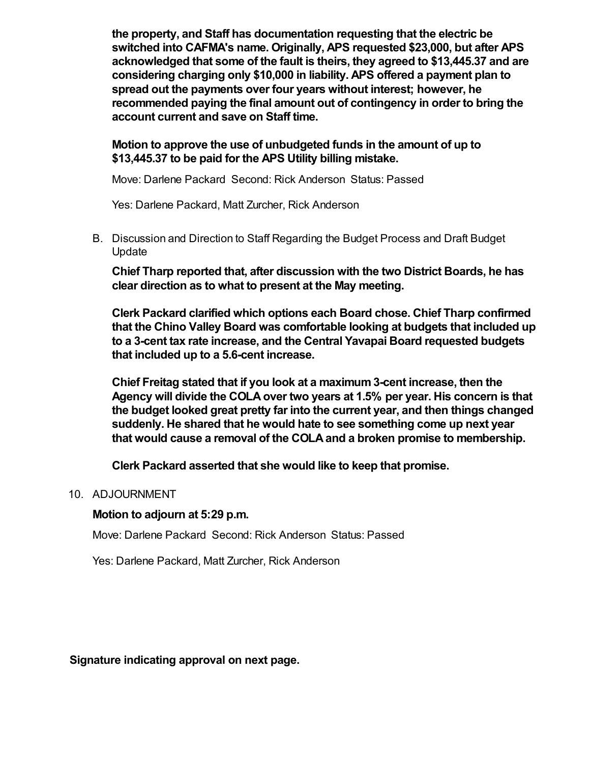**the property, and Staff has documentation requesting that the electric be switched into CAFMA's name. Originally, APS requested $23,000, but after APS acknowledged that some of the fault is theirs, they agreed to $13,445.37 and are considering charging only $10,000 in liability. APS offered a payment plan to spread out the payments over four years without interest; however, he recommended paying the final amount out of contingency in order to bring the account current and save on Staff time.**

**Motion to approve the use of unbudgeted funds in the amount of up to $13,445.37 to be paid for the APS Utility billing mistake.**

Move: Darlene Packard Second: Rick Anderson Status: Passed

Yes: Darlene Packard, Matt Zurcher, Rick Anderson

B. Discussion and Direction to Staff Regarding the Budget Process and Draft Budget Update

**Chief Tharp reported that, after discussion with the two District Boards, he has clear direction as to what to present at the May meeting.**

**Clerk Packard clarified which options each Board chose. Chief Tharp confirmed that the Chino Valley Board was comfortable looking at budgets that included up to a 3-cent tax rate increase, and the Central Yavapai Board requested budgets that included up to a 5.6-cent increase.**

**Chief Freitag stated that if you look at a maximum 3-cent increase, then the Agency will divide the COLA over two years at 1.5% per year. His concern is that the budget looked great pretty far into the current year, and then things changed suddenly. He shared that he would hate to see something come up next year that would cause a removal of the COLA and a broken promise to membership.**

**Clerk Packard asserted that she would like to keep that promise.**

10. ADJOURNMENT

**Motion to adjourn at 5:29 p.m.**

Move: Darlene Packard Second: Rick Anderson Status: Passed

Yes: Darlene Packard, Matt Zurcher, Rick Anderson

**Signature indicating approval on next page.**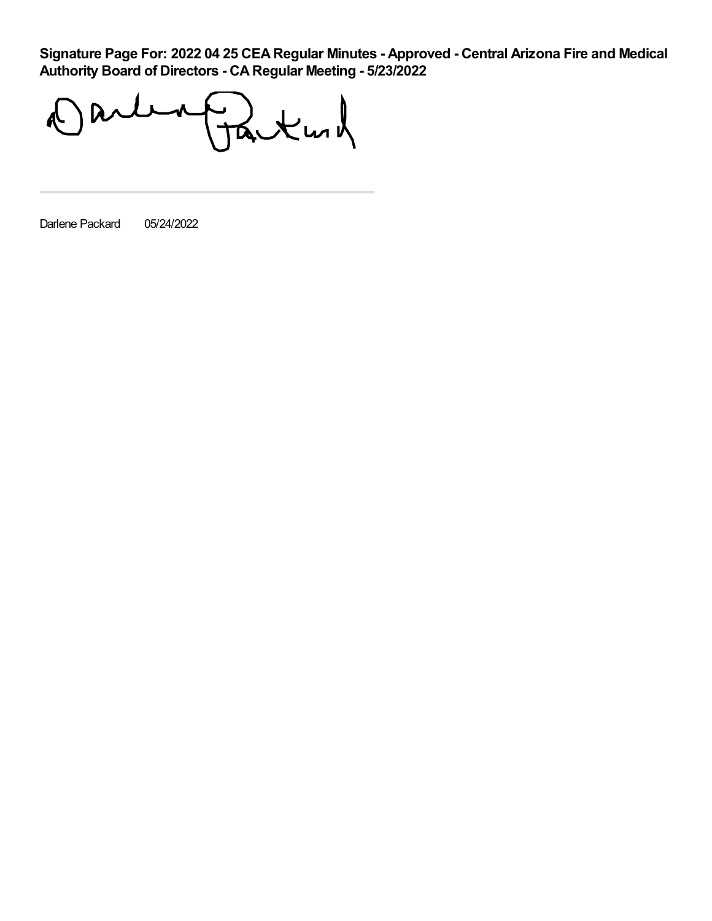**Signature Page For: 2022 04 25 CEA Regular Minutes - Approved - Central Arizona Fire and Medical Authority Board of Directors - CA Regular Meeting - 5/23/2022**

Darlene Packard 05/24/2022